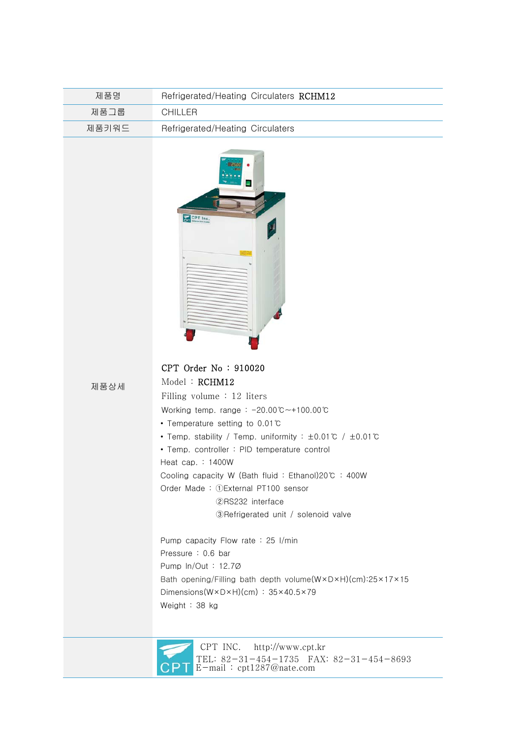| 제품명 | Refrigerated/Heating Circulaters RCHM12 |
| --- | --- |
| 제품그룹 | CHILLER |
| 제품키워드 | Refrigerated/Heating Circulaters |
| 제품상세 | CPT Order No : 910020<br>Model : RCHM12<br>Filling volume : 12 liters<br>Working temp. range : -20.00℃~+100.00℃<br>• Temperature setting to 0.01℃<br>• Temp. stability / Temp. uniformity : ±0.01℃ / ±0.01℃<br>• Temp. controller : PID temperature control<br>Heat cap. : 1400W<br>Cooling capacity W (Bath fluid : Ethanol)20℃ : 400W<br>Order Made : ①External PT100 sensor<br>②RS232 interface<br>③Refrigerated unit / solenoid valve<br><br>Pump capacity Flow rate : 25 l/min<br>Pressure : 0.6 bar<br>Pump In/Out : 12.7Ø<br>Bath opening/Filling bath depth volume(W×D×H)(cm):25×17×15<br>Dimensions(W×D×H)(cm) : 35×40.5×79<br>Weight : 38 kg |
| | CPT INC. http://www.cpt.kr<br>TEL: 82-31-454-1735 FAX: 82-31-454-8693<br>E-mail : cpt1287@nate.com |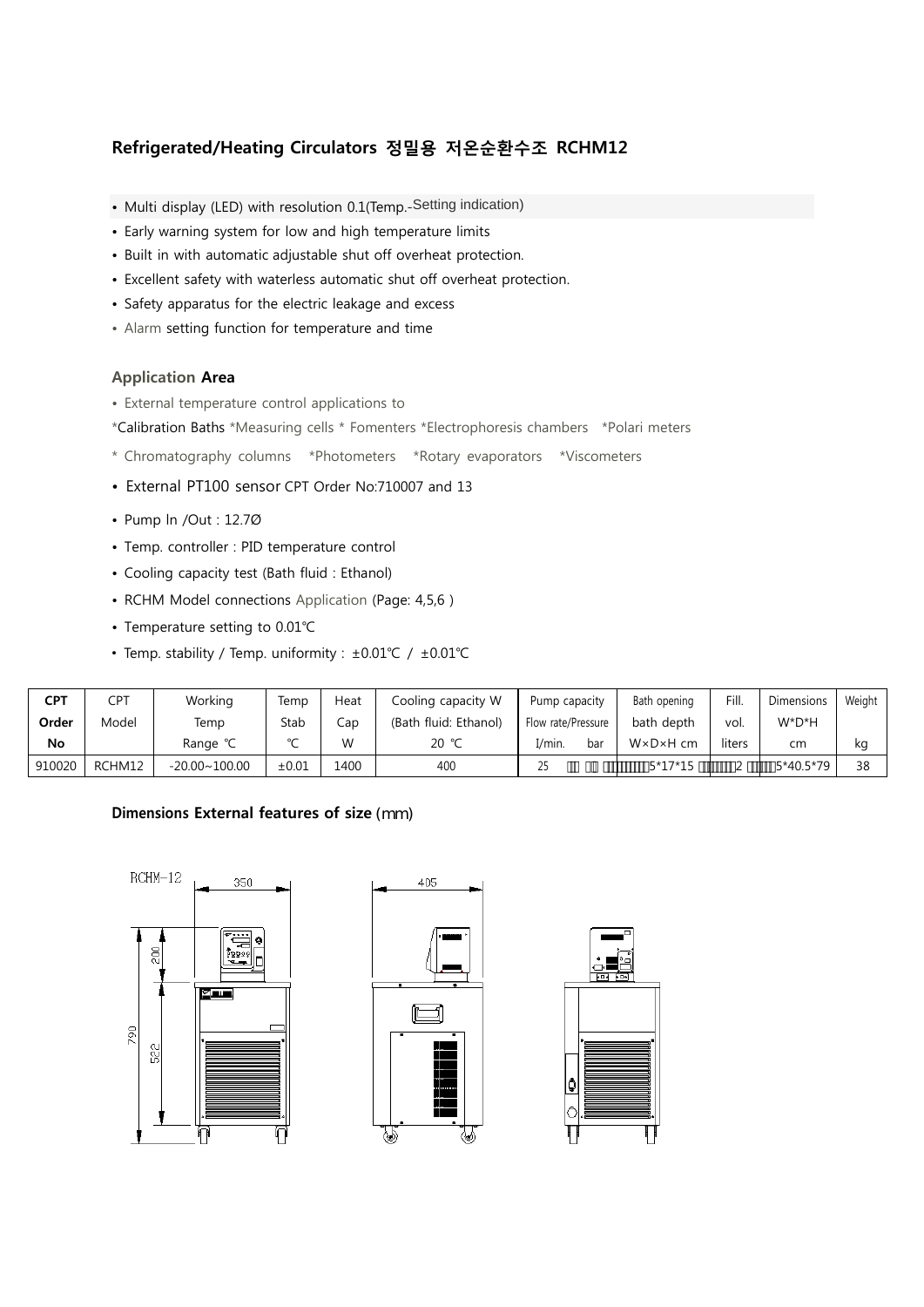## Refrigerated/Heating Circulators 정밀용 저온순환수조 RCHM12

- Multi display (LED) with resolution 0.1(Temp.-Setting indication)
- Early warning system for low and high temperature limits
- Built in with automatic adjustable shut off overheat protection.
- Excellent safety with waterless automatic shut off overheat protection.
- Safety apparatus for the electric leakage and excess
- Alarm setting function for temperature and time

### Application Area

- External temperature control applications to

*Calibration Baths *Measuring cells * Fomenters *Electrophoresis chambers *Polari meters

* Chromatography columns *Photometers *Rotary evaporators *Viscometers

- External PT100 sensor CPT Order No:710007 and 13
- Pump In /Out : 12.7Ø
- Temp. controller : PID temperature control
- Cooling capacity test (Bath fluid : Ethanol)
- RCHM Model connections Application (Page: 4,5,6 )
- Temperature setting to 0.01℃
- Temp. stability / Temp. uniformity : ±0.01℃ / ±0.01℃

| CPT Order No | CPT Model | Working Temp Range ℃ | Temp Stab ℃ | Heat Cap W | Cooling capacity W (Bath fluid: Ethanol) 20 ℃ | Pump capacity Flow rate/Pressure l/min. | bar | Bath opening bath depth W×D×H cm | Fill. vol. liters | Dimensions W*D*H cm | Weight kg |
|---|---|---|---|---|---|---|---|---|---|---|---|
| 910020 | RCHM12 | -20.00~100.00 | ±0.01 | 1400 | 400 | 25 | | 5*17*15 | 2 | 5*40.5*79 | 38 |

### Dimensions External features of size (mm)

RCHM-12

350

405

200

790

522